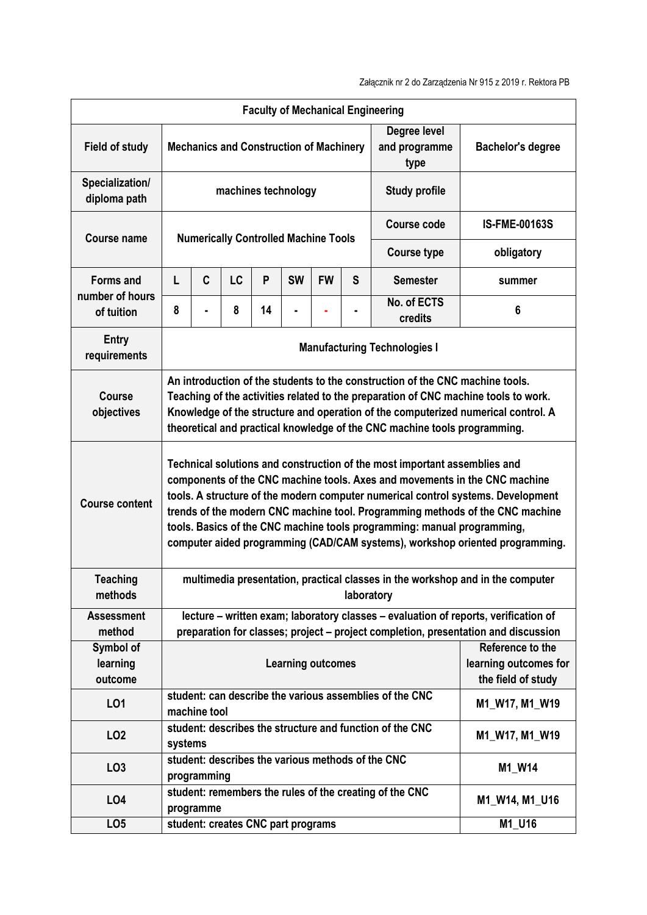Załącznik nr 2 do Zarządzenia Nr 915 z 2019 r. Rektora PB

| Faculty of Mechanical Engineering | | | | | | | | | |
|---|---|---|---|---|---|---|---|---|---|
| **Field of study** | **Mechanics and Construction of Machinery** | | | | | | | **Degree level and programme type** | **Bachelor's degree** |
| **Specialization/ diploma path** | **machines technology** | | | | | | | **Study profile** | |
| **Course name** | **Numerically Controlled Machine Tools** | | | | | | | **Course code** | **IS-FME-00163S** |
| | | | | | | | | **Course type** | **obligatory** |
| **Forms and number of hours of tuition** | **L** | **C** | **LC** | **P** | **SW** | **FW** | **S** | **Semester** | **summer** |
| | **8** | **-** | **8** | **14** | **-** | **-** | **-** | **No. of ECTS credits** | **6** |
| **Entry requirements** | **Manufacturing Technologies I** | | | | | | | | |
| **Course objectives** | **An introduction of the students to the construction of the CNC machine tools. Teaching of the activities related to the preparation of CNC machine tools to work. Knowledge of the structure and operation of the computerized numerical control. A theoretical and practical knowledge of the CNC machine tools programming.** | | | | | | | | |
| **Course content** | **Technical solutions and construction of the most important assemblies and components of the CNC machine tools. Axes and movements in the CNC machine tools. A structure of the modern computer numerical control systems. Development trends of the modern CNC machine tool. Programming methods of the CNC machine tools. Basics of the CNC machine tools programming: manual programming, computer aided programming (CAD/CAM systems), workshop oriented programming.** | | | | | | | | |
| **Teaching methods** | **multimedia presentation, practical classes in the workshop and in the computer laboratory** | | | | | | | | |
| **Assessment method** | **lecture – written exam; laboratory classes – evaluation of reports, verification of preparation for classes; project – project completion, presentation and discussion** | | | | | | | | |
| **Symbol of learning outcome** | **Learning outcomes** | | | | | | | | **Reference to the learning outcomes for the field of study** |
| **LO1** | **student: can describe the various assemblies of the CNC machine tool** | | | | | | | | **M1_W17, M1_W19** |
| **LO2** | **student: describes the structure and function of the CNC systems** | | | | | | | | **M1_W17, M1_W19** |
| **LO3** | **student: describes the various methods of the CNC programming** | | | | | | | | **M1_W14** |
| **LO4** | **student: remembers the rules of the creating of the CNC programme** | | | | | | | | **M1_W14, M1_U16** |
| **LO5** | **student: creates CNC part programs** | | | | | | | | **M1_U16** |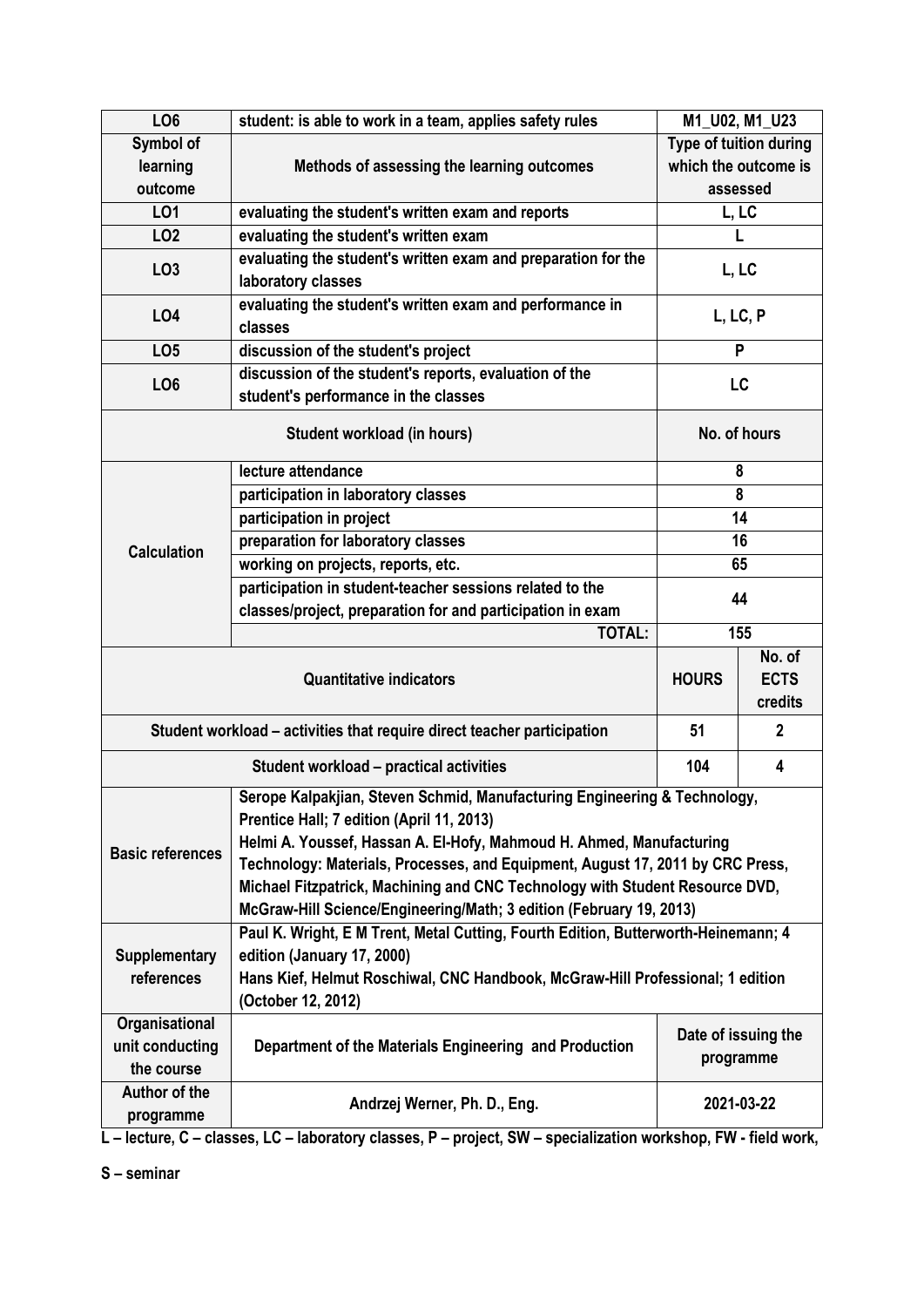| | | |
|---|---|---|
| LO6 | student: is able to work in a team, applies safety rules | M1_U02, M1_U23 |

| Symbol of learning outcome | Methods of assessing the learning outcomes | Type of tuition during which the outcome is assessed |
|---|---|---|
| LO1 | evaluating the student's written exam and reports | L, LC |
| LO2 | evaluating the student's written exam | L |
| LO3 | evaluating the student's written exam and preparation for the laboratory classes | L, LC |
| LO4 | evaluating the student's written exam and performance in classes | L, LC, P |
| LO5 | discussion of the student's project | P |
| LO6 | discussion of the student's reports, evaluation of the student's performance in the classes | LC |

| Student workload (in hours) | | No. of hours |
|---|---|---|
| Calculation | lecture attendance | 8 |
| | participation in laboratory classes | 8 |
| | participation in project | 14 |
| | preparation for laboratory classes | 16 |
| | working on projects, reports, etc. | 65 |
| | participation in student-teacher sessions related to the classes/project, preparation for and participation in exam | 44 |
| | **TOTAL:** | 155 |

| Quantitative indicators | HOURS | No. of ECTS credits |
|---|---|---|
| Student workload – activities that require direct teacher participation | 51 | 2 |
| Student workload – practical activities | 104 | 4 |

| | |
|---|---|
| Basic references | Serope Kalpakjian, Steven Schmid, Manufacturing Engineering & Technology, Prentice Hall; 7 edition (April 11, 2013)<br>Helmi A. Youssef, Hassan A. El-Hofy, Mahmoud H. Ahmed, Manufacturing Technology: Materials, Processes, and Equipment, August 17, 2011 by CRC Press,<br>Michael Fitzpatrick, Machining and CNC Technology with Student Resource DVD, McGraw-Hill Science/Engineering/Math; 3 edition (February 19, 2013) |
| Supplementary references | Paul K. Wright, E M Trent, Metal Cutting, Fourth Edition, Butterworth-Heinemann; 4 edition (January 17, 2000)<br>Hans Kief, Helmut Roschiwal, CNC Handbook, McGraw-Hill Professional; 1 edition (October 12, 2012) |

| | | |
|---|---|---|
| Organisational unit conducting the course | Department of the Materials Engineering and Production | Date of issuing the programme |
| Author of the programme | Andrzej Werner, Ph. D., Eng. | 2021-03-22 |

**L – lecture, C – classes, LC – laboratory classes, P – project, SW – specialization workshop, FW - field work, S – seminar**